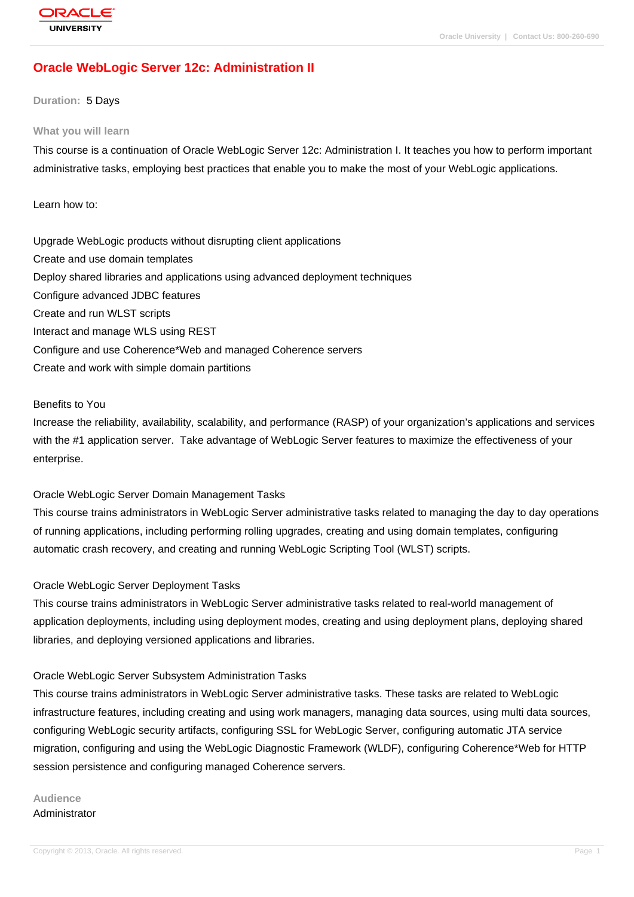# Oracle WebLogic Server 12c: Administration II

**Duration:** 5 Days

## What you will learn

This course is a continuation of Oracle WebLogic Server 12c: Administration I. It teaches you how to perform important administrative tasks, employing best practices that enable you to make the most of your WebLogic applications.

Learn how to:

Upgrade WebLogic products without disrupting client applications
Create and use domain templates
Deploy shared libraries and applications using advanced deployment techniques
Configure advanced JDBC features
Create and run WLST scripts
Interact and manage WLS using REST
Configure and use Coherence*Web and managed Coherence servers
Create and work with simple domain partitions

Benefits to You
Increase the reliability, availability, scalability, and performance (RASP) of your organization's applications and services with the #1 application server. Take advantage of WebLogic Server features to maximize the effectiveness of your enterprise.

Oracle WebLogic Server Domain Management Tasks
This course trains administrators in WebLogic Server administrative tasks related to managing the day to day operations of running applications, including performing rolling upgrades, creating and using domain templates, configuring automatic crash recovery, and creating and running WebLogic Scripting Tool (WLST) scripts.

Oracle WebLogic Server Deployment Tasks
This course trains administrators in WebLogic Server administrative tasks related to real-world management of application deployments, including using deployment modes, creating and using deployment plans, deploying shared libraries, and deploying versioned applications and libraries.

Oracle WebLogic Server Subsystem Administration Tasks
This course trains administrators in WebLogic Server administrative tasks. These tasks are related to WebLogic infrastructure features, including creating and using work managers, managing data sources, using multi data sources, configuring WebLogic security artifacts, configuring SSL for WebLogic Server, configuring automatic JTA service migration, configuring and using the WebLogic Diagnostic Framework (WLDF), configuring Coherence*Web for HTTP session persistence and configuring managed Coherence servers.

## Audience

Administrator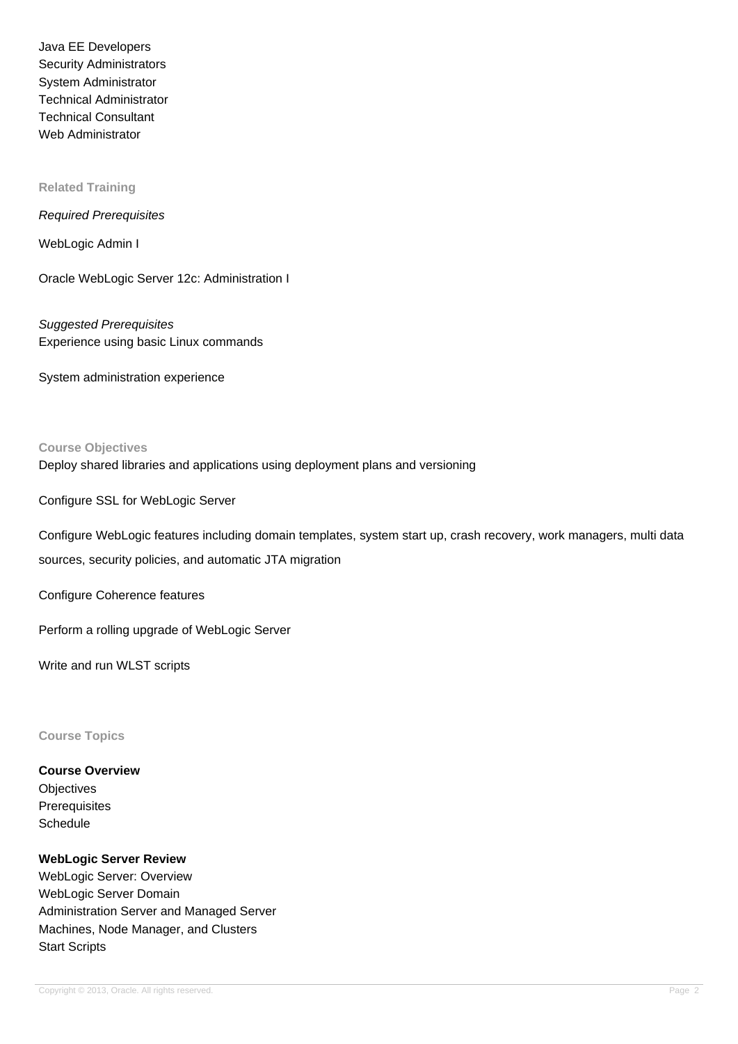Java EE Developers
Security Administrators
System Administrator
Technical Administrator
Technical Consultant
Web Administrator

## Related Training

*Required Prerequisites*

WebLogic Admin I

Oracle WebLogic Server 12c: Administration I

*Suggested Prerequisites*
Experience using basic Linux commands

System administration experience

## Course Objectives

Deploy shared libraries and applications using deployment plans and versioning

Configure SSL for WebLogic Server

Configure WebLogic features including domain templates, system start up, crash recovery, work managers, multi data sources, security policies, and automatic JTA migration

Configure Coherence features

Perform a rolling upgrade of WebLogic Server

Write and run WLST scripts

## Course Topics

**Course Overview**
Objectives
Prerequisites
Schedule

**WebLogic Server Review**
WebLogic Server: Overview
WebLogic Server Domain
Administration Server and Managed Server
Machines, Node Manager, and Clusters
Start Scripts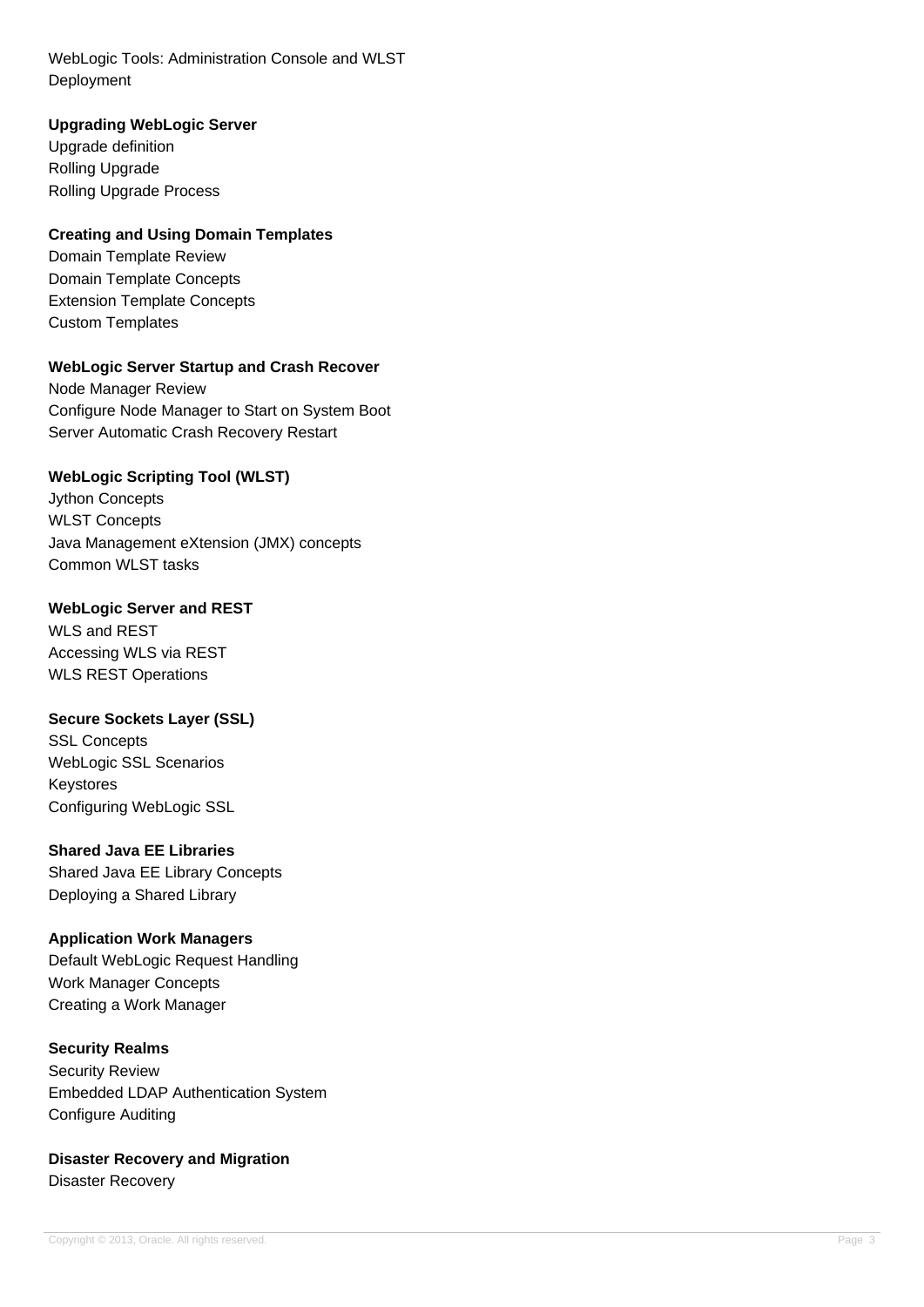WebLogic Tools: Administration Console and WLST
Deployment

**Upgrading WebLogic Server**

Upgrade definition
Rolling Upgrade
Rolling Upgrade Process

**Creating and Using Domain Templates**

Domain Template Review
Domain Template Concepts
Extension Template Concepts
Custom Templates

**WebLogic Server Startup and Crash Recover**

Node Manager Review
Configure Node Manager to Start on System Boot
Server Automatic Crash Recovery Restart

**WebLogic Scripting Tool (WLST)**

Jython Concepts
WLST Concepts
Java Management eXtension (JMX) concepts
Common WLST tasks

**WebLogic Server and REST**

WLS and REST
Accessing WLS via REST
WLS REST Operations

**Secure Sockets Layer (SSL)**

SSL Concepts
WebLogic SSL Scenarios
Keystores
Configuring WebLogic SSL

**Shared Java EE Libraries**

Shared Java EE Library Concepts
Deploying a Shared Library

**Application Work Managers**

Default WebLogic Request Handling
Work Manager Concepts
Creating a Work Manager

**Security Realms**

Security Review
Embedded LDAP Authentication System
Configure Auditing

**Disaster Recovery and Migration**

Disaster Recovery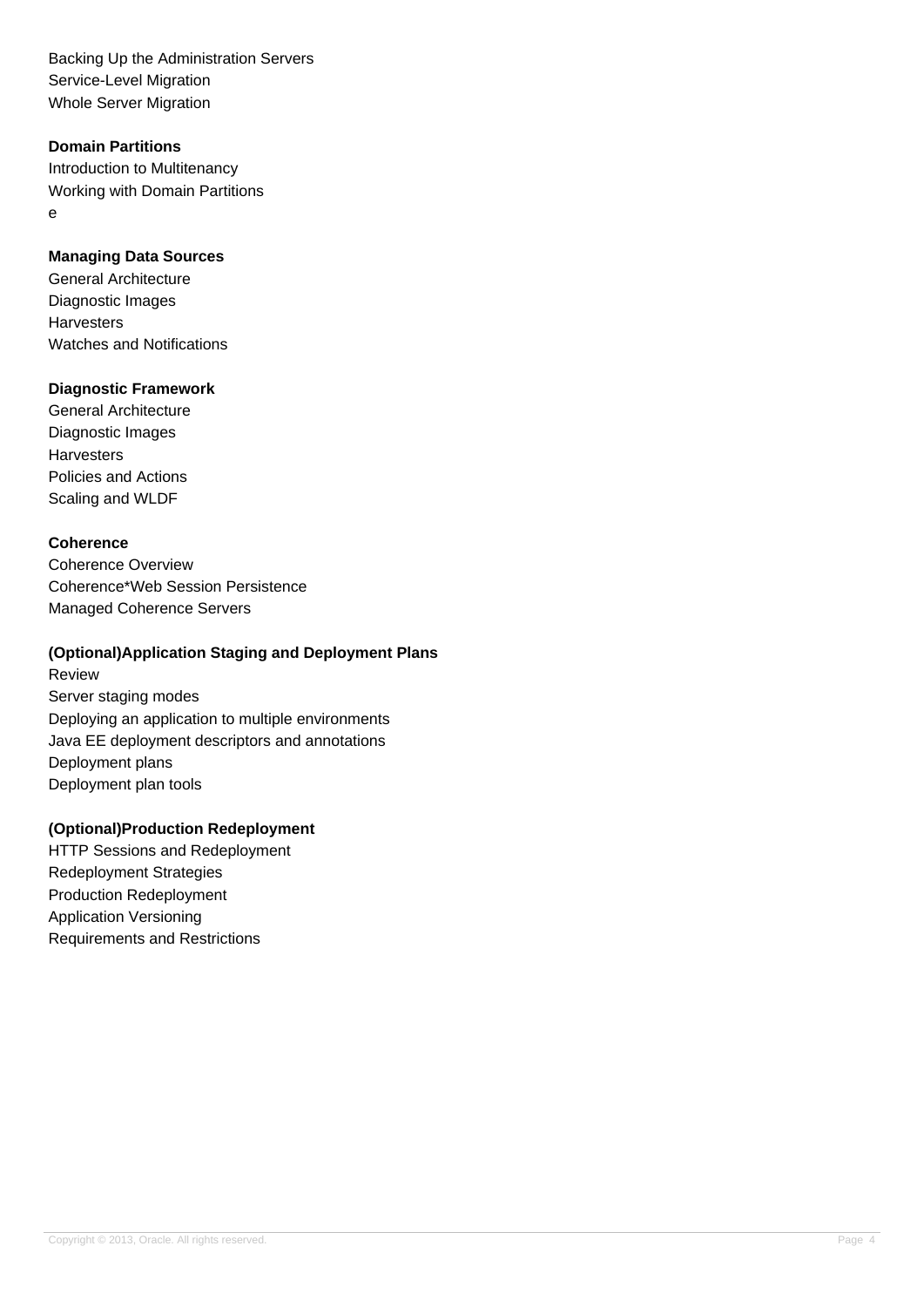Backing Up the Administration Servers
Service-Level Migration
Whole Server Migration

**Domain Partitions**
Introduction to Multitenancy
Working with Domain Partitions
e

**Managing Data Sources**
General Architecture
Diagnostic Images
Harvesters
Watches and Notifications

**Diagnostic Framework**
General Architecture
Diagnostic Images
Harvesters
Policies and Actions
Scaling and WLDF

**Coherence**
Coherence Overview
Coherence*Web Session Persistence
Managed Coherence Servers

**(Optional)Application Staging and Deployment Plans**
Review
Server staging modes
Deploying an application to multiple environments
Java EE deployment descriptors and annotations
Deployment plans
Deployment plan tools

**(Optional)Production Redeployment**
HTTP Sessions and Redeployment
Redeployment Strategies
Production Redeployment
Application Versioning
Requirements and Restrictions